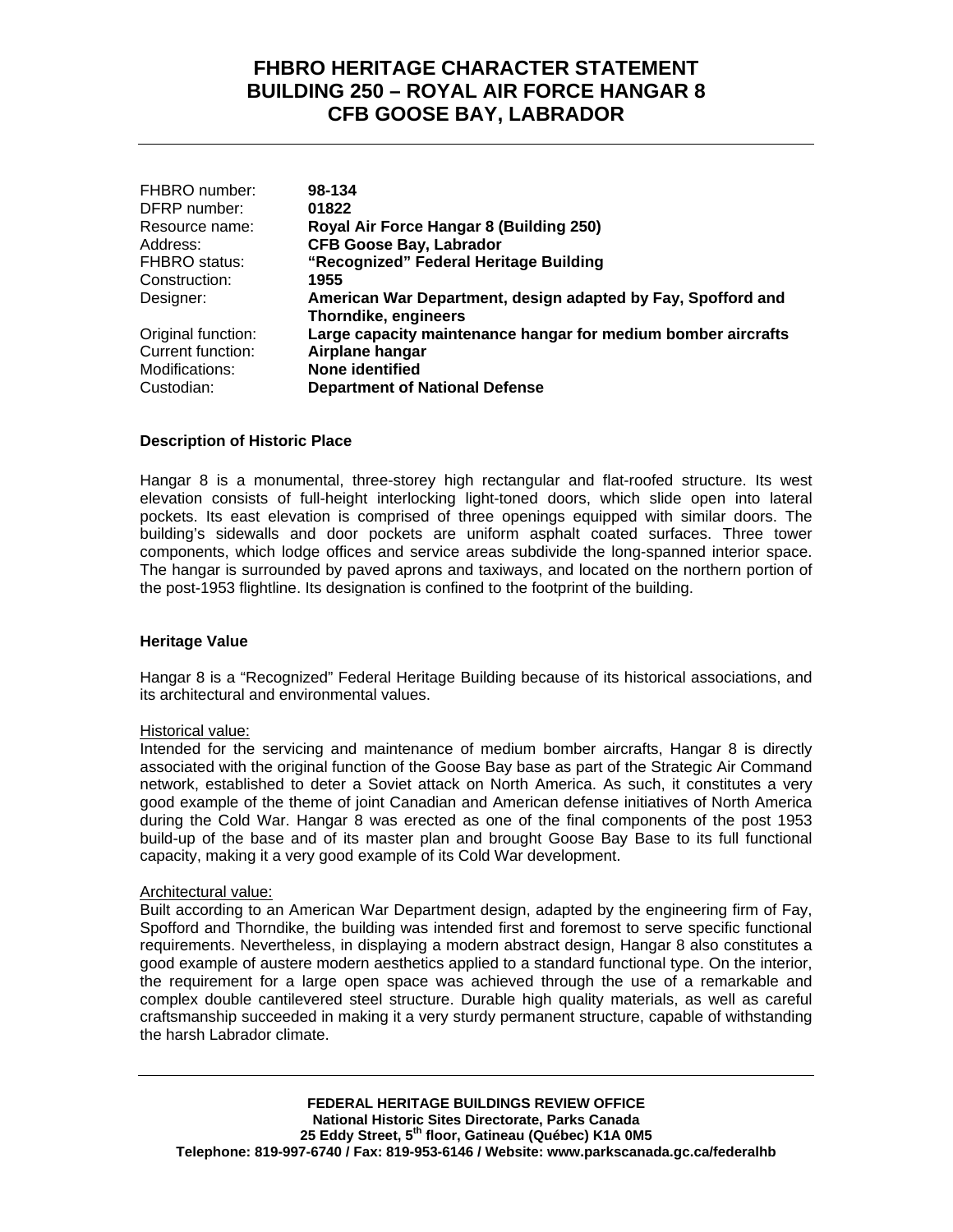# FHBRO HERITAGE CHARACTER STATEMENT
# BUILDING 250 – ROYAL AIR FORCE HANGAR 8
# CFB GOOSE BAY, LABRADOR

| | |
|---|---|
| FHBRO number: | **98-134** |
| DFRP number: | **01822** |
| Resource name: | **Royal Air Force Hangar 8 (Building 250)** |
| Address: | **CFB Goose Bay, Labrador** |
| FHBRO status: | **"Recognized" Federal Heritage Building** |
| Construction: | **1955** |
| Designer: | **American War Department, design adapted by Fay, Spofford and Thorndike, engineers** |
| Original function: | **Large capacity maintenance hangar for medium bomber aircrafts** |
| Current function: | **Airplane hangar** |
| Modifications: | **None identified** |
| Custodian: | **Department of National Defense** |

### Description of Historic Place

Hangar 8 is a monumental, three-storey high rectangular and flat-roofed structure. Its west elevation consists of full-height interlocking light-toned doors, which slide open into lateral pockets. Its east elevation is comprised of three openings equipped with similar doors. The building's sidewalls and door pockets are uniform asphalt coated surfaces. Three tower components, which lodge offices and service areas subdivide the long-spanned interior space. The hangar is surrounded by paved aprons and taxiways, and located on the northern portion of the post-1953 flightline. Its designation is confined to the footprint of the building.

### Heritage Value

Hangar 8 is a "Recognized" Federal Heritage Building because of its historical associations, and its architectural and environmental values.

Historical value:
Intended for the servicing and maintenance of medium bomber aircrafts, Hangar 8 is directly associated with the original function of the Goose Bay base as part of the Strategic Air Command network, established to deter a Soviet attack on North America. As such, it constitutes a very good example of the theme of joint Canadian and American defense initiatives of North America during the Cold War. Hangar 8 was erected as one of the final components of the post 1953 build-up of the base and of its master plan and brought Goose Bay Base to its full functional capacity, making it a very good example of its Cold War development.

Architectural value:
Built according to an American War Department design, adapted by the engineering firm of Fay, Spofford and Thorndike, the building was intended first and foremost to serve specific functional requirements. Nevertheless, in displaying a modern abstract design, Hangar 8 also constitutes a good example of austere modern aesthetics applied to a standard functional type. On the interior, the requirement for a large open space was achieved through the use of a remarkable and complex double cantilevered steel structure. Durable high quality materials, as well as careful craftsmanship succeeded in making it a very sturdy permanent structure, capable of withstanding the harsh Labrador climate.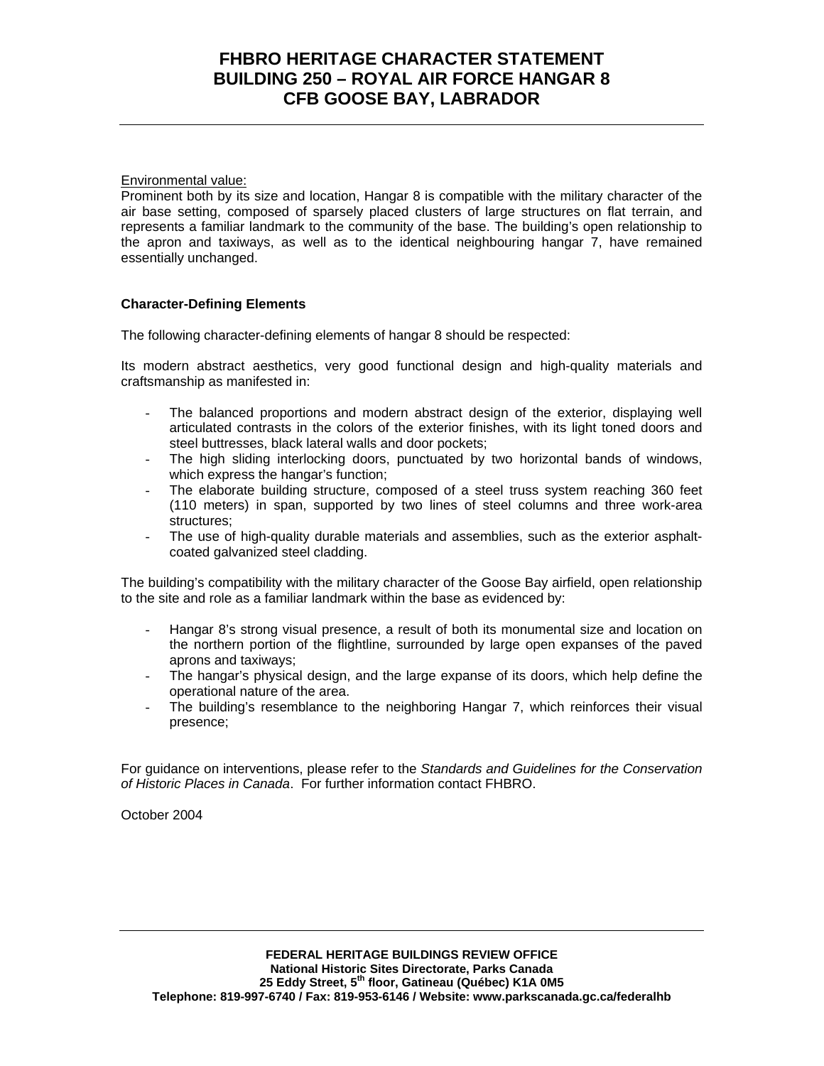# FHBRO HERITAGE CHARACTER STATEMENT
# BUILDING 250 – ROYAL AIR FORCE HANGAR 8
# CFB GOOSE BAY, LABRADOR

Environmental value:
Prominent both by its size and location, Hangar 8 is compatible with the military character of the air base setting, composed of sparsely placed clusters of large structures on flat terrain, and represents a familiar landmark to the community of the base. The building's open relationship to the apron and taxiways, as well as to the identical neighbouring hangar 7, have remained essentially unchanged.

**Character-Defining Elements**

The following character-defining elements of hangar 8 should be respected:

Its modern abstract aesthetics, very good functional design and high-quality materials and craftsmanship as manifested in:

- The balanced proportions and modern abstract design of the exterior, displaying well articulated contrasts in the colors of the exterior finishes, with its light toned doors and steel buttresses, black lateral walls and door pockets;
- The high sliding interlocking doors, punctuated by two horizontal bands of windows, which express the hangar's function;
- The elaborate building structure, composed of a steel truss system reaching 360 feet (110 meters) in span, supported by two lines of steel columns and three work-area structures;
- The use of high-quality durable materials and assemblies, such as the exterior asphalt-coated galvanized steel cladding.

The building's compatibility with the military character of the Goose Bay airfield, open relationship to the site and role as a familiar landmark within the base as evidenced by:

- Hangar 8's strong visual presence, a result of both its monumental size and location on the northern portion of the flightline, surrounded by large open expanses of the paved aprons and taxiways;
- The hangar's physical design, and the large expanse of its doors, which help define the operational nature of the area.
- The building's resemblance to the neighboring Hangar 7, which reinforces their visual presence;

For guidance on interventions, please refer to the *Standards and Guidelines for the Conservation of Historic Places in Canada*. For further information contact FHBRO.

October 2004

**FEDERAL HERITAGE BUILDINGS REVIEW OFFICE**
**National Historic Sites Directorate, Parks Canada**
**25 Eddy Street, 5th floor, Gatineau (Québec) K1A 0M5**
**Telephone: 819-997-6740 / Fax: 819-953-6146 / Website: www.parkscanada.gc.ca/federalhb**